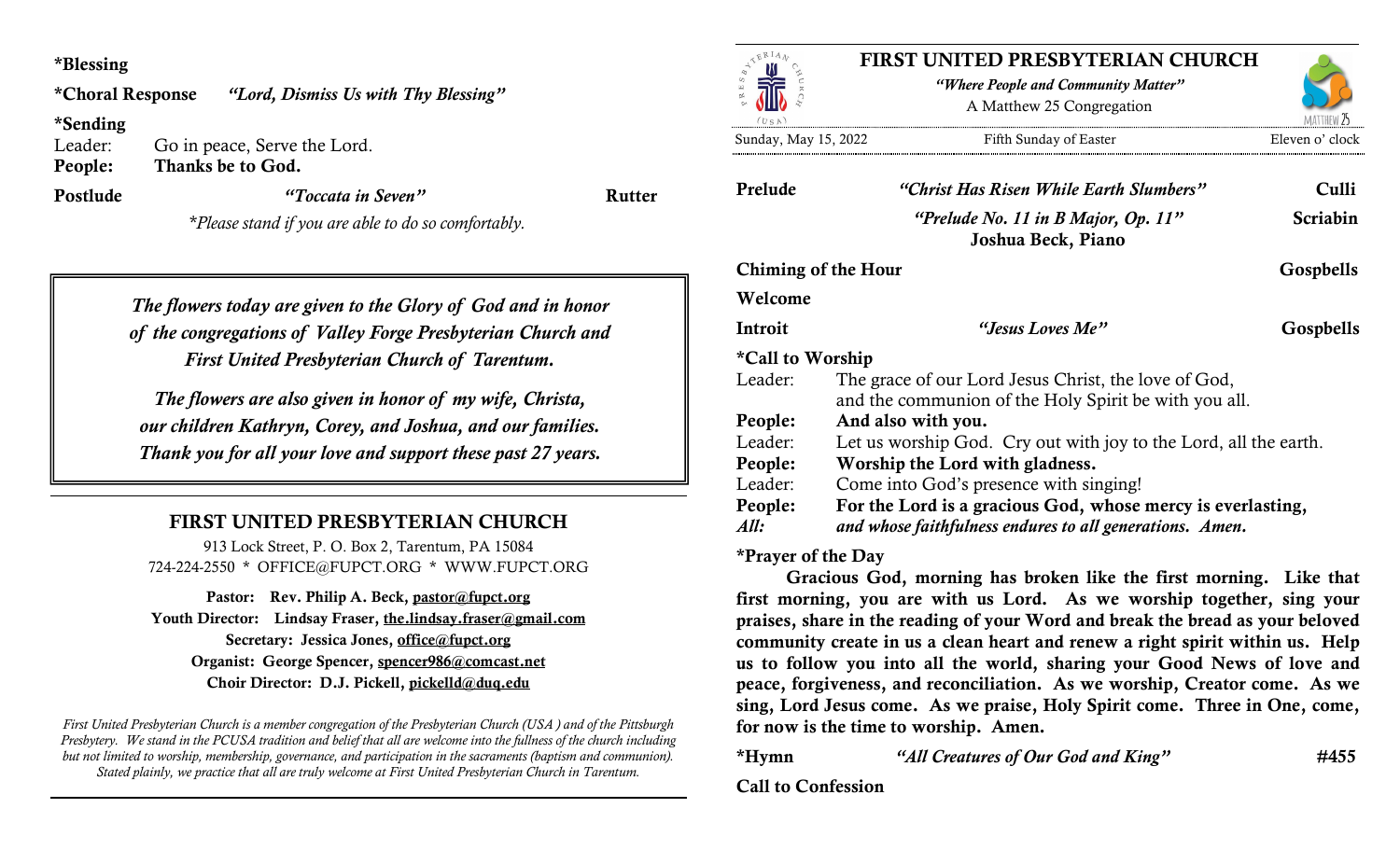**\*Blessing**

**\*Choral Response** *"Lord, Dismiss Us with Thy Blessing"*

**\*Sending**

Leader: Go in peace, Serve the Lord.
**People: Thanks be to God.**

**Postlude** *"Toccata in Seven"* **Rutter**

*\*Please stand if you are able to do so comfortably.*

*The flowers today are given to the Glory of God and in honor of the congregations of Valley Forge Presbyterian Church and First United Presbyterian Church of Tarentum.*

*The flowers are also given in honor of my wife, Christa, our children Kathryn, Corey, and Joshua, and our families. Thank you for all your love and support these past 27 years.*

## FIRST UNITED PRESBYTERIAN CHURCH

913 Lock Street, P. O. Box 2, Tarentum, PA 15084
724-224-2550 * OFFICE@FUPCT.ORG * WWW.FUPCT.ORG

**Pastor: Rev. Philip A. Beck, pastor@fupct.org**
**Youth Director: Lindsay Fraser, the.lindsay.fraser@gmail.com**
**Secretary: Jessica Jones, office@fupct.org**
**Organist: George Spencer, spencer986@comcast.net**
**Choir Director: D.J. Pickell, pickelld@duq.edu**

*First United Presbyterian Church is a member congregation of the Presbyterian Church (USA ) and of the Pittsburgh Presbytery. We stand in the PCUSA tradition and belief that all are welcome into the fullness of the church including but not limited to worship, membership, governance, and participation in the sacraments (baptism and communion). Stated plainly, we practice that all are truly welcome at First United Presbyterian Church in Tarentum.*

# FIRST UNITED PRESBYTERIAN CHURCH

*"Where People and Community Matter"*
A Matthew 25 Congregation

Sunday, May 15, 2022 Fifth Sunday of Easter Eleven o' clock

**Prelude** *"Christ Has Risen While Earth Slumbers"* **Culli**
*"Prelude No. 11 in B Major, Op. 11"* **Scriabin**
**Joshua Beck, Piano**

**Chiming of the Hour** **Gospbells**

**Welcome**

**Introit** *"Jesus Loves Me"* **Gospbells**

**\*Call to Worship**

Leader: The grace of our Lord Jesus Christ, the love of God, and the communion of the Holy Spirit be with you all.
**People: And also with you.**
Leader: Let us worship God. Cry out with joy to the Lord, all the earth.
**People: Worship the Lord with gladness.**
Leader: Come into God's presence with singing!
**People: For the Lord is a gracious God, whose mercy is everlasting,**
***All: and whose faithfulness endures to all generations. Amen.***

**\*Prayer of the Day**

**Gracious God, morning has broken like the first morning. Like that first morning, you are with us Lord. As we worship together, sing your praises, share in the reading of your Word and break the bread as your beloved community create in us a clean heart and renew a right spirit within us. Help us to follow you into all the world, sharing your Good News of love and peace, forgiveness, and reconciliation. As we worship, Creator come. As we sing, Lord Jesus come. As we praise, Holy Spirit come. Three in One, come, for now is the time to worship. Amen.**

**\*Hymn** *"All Creatures of Our God and King"* **#455**

**Call to Confession**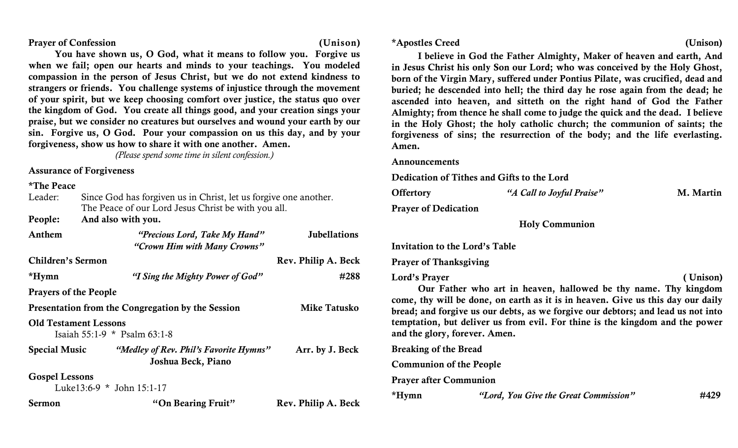**Prayer of Confession** **(Unison)**

**You have shown us, O God, what it means to follow you. Forgive us when we fail; open our hearts and minds to your teachings. You modeled compassion in the person of Jesus Christ, but we do not extend kindness to strangers or friends. You challenge systems of injustice through the movement of your spirit, but we keep choosing comfort over justice, the status quo over the kingdom of God. You create all things good, and your creation sings your praise, but we consider no creatures but ourselves and wound your earth by our sin. Forgive us, O God. Pour your compassion on us this day, and by your forgiveness, show us how to share it with one another. Amen.**

*(Please spend some time in silent confession.)*

**Assurance of Forgiveness**

**\*The Peace**

Leader: Since God has forgiven us in Christ, let us forgive one another. The Peace of our Lord Jesus Christ be with you all.

**People: And also with you.**

**Anthem** *"Precious Lord, Take My Hand"* *"Crown Him with Many Crowns"* **Jubellations**

**Children's Sermon** **Rev. Philip A. Beck**

**\*Hymn** *"I Sing the Mighty Power of God"* **#288**

**Prayers of the People**

**Presentation from the Congregation by the Session** **Mike Tatusko**

**Old Testament Lessons**

Isaiah 55:1-9 * Psalm 63:1-8

**Special Music** *"Medley of Rev. Phil's Favorite Hymns"* **Arr. by J. Beck**
**Joshua Beck, Piano**

**Gospel Lessons**

Luke13:6-9 * John 15:1-17

**Sermon** **"On Bearing Fruit"** **Rev. Philip A. Beck**

**\*Apostles Creed** **(Unison)**

**I believe in God the Father Almighty, Maker of heaven and earth, And in Jesus Christ his only Son our Lord; who was conceived by the Holy Ghost, born of the Virgin Mary, suffered under Pontius Pilate, was crucified, dead and buried; he descended into hell; the third day he rose again from the dead; he ascended into heaven, and sitteth on the right hand of God the Father Almighty; from thence he shall come to judge the quick and the dead. I believe in the Holy Ghost; the holy catholic church; the communion of saints; the forgiveness of sins; the resurrection of the body; and the life everlasting. Amen.**

**Announcements**

**Dedication of Tithes and Gifts to the Lord**

**Offertory** *"A Call to Joyful Praise"* **M. Martin**

**Prayer of Dedication**

**Holy Communion**

**Invitation to the Lord's Table**

**Prayer of Thanksgiving**

**Lord's Prayer** **( Unison)**

**Our Father who art in heaven, hallowed be thy name. Thy kingdom come, thy will be done, on earth as it is in heaven. Give us this day our daily bread; and forgive us our debts, as we forgive our debtors; and lead us not into temptation, but deliver us from evil. For thine is the kingdom and the power and the glory, forever. Amen.**

**Breaking of the Bread**

**Communion of the People**

**Prayer after Communion**

**\*Hymn** *"Lord, You Give the Great Commission"* **#429**